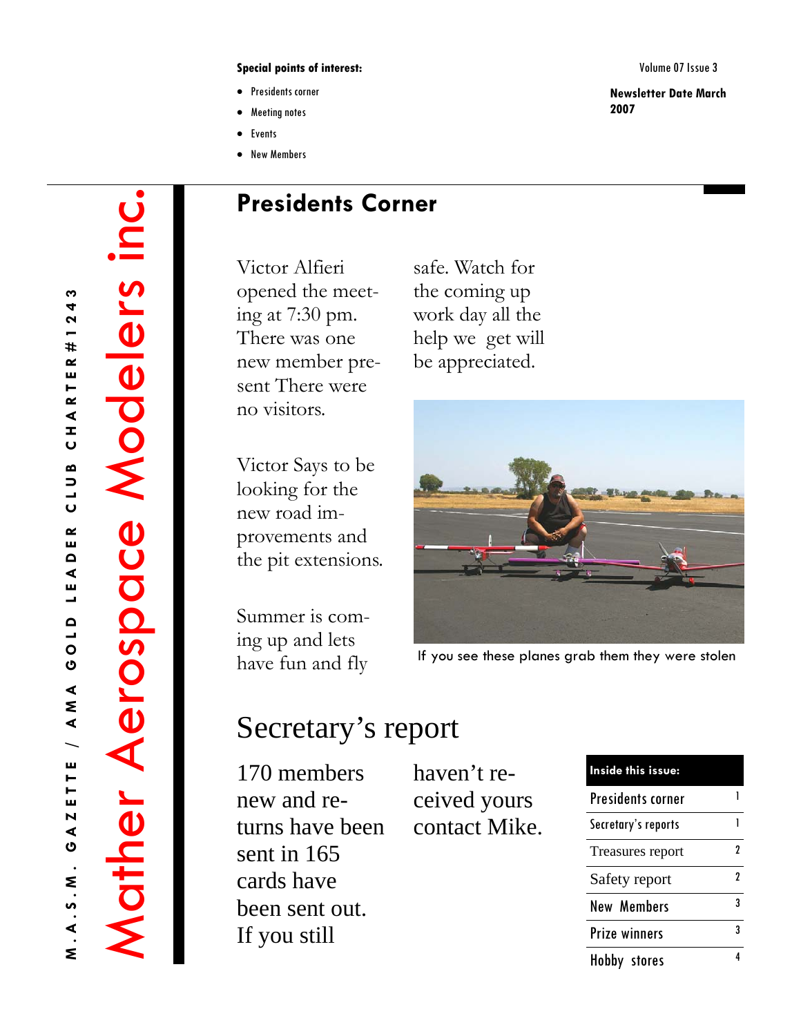# Mather Aerospace Modelers inc.

M.A.S.M. GAZETTE / AMA GOLD LEADER CLUB CHARTER#1243

**Special points of interest:**

- Presidents corner
- Meeting notes
- Events
- New Members

Volume 07 Issue 3

**Newsletter Date March 2007**

## Presidents Corner

Victor Alfieri opened the meeting at 7:30 pm. There was one new member present There were no visitors.

Victor Says to be looking for the new road improvements and the pit extensions.

Summer is coming up and lets have fun and fly safe. Watch for the coming up work day all the help we get will be appreciated.

If you see these planes grab them they were stolen

## Secretary's report

170 members new and returns have been sent in 165 cards have been sent out. If you still haven't received yours contact Mike.

| Inside this issue: | |
|---|---|
| Presidents corner | 1 |
| Secretary's reports | 1 |
| Treasures report | 2 |
| Safety report | 2 |
| New Members | 3 |
| Prize winners | 3 |
| Hobby stores | 4 |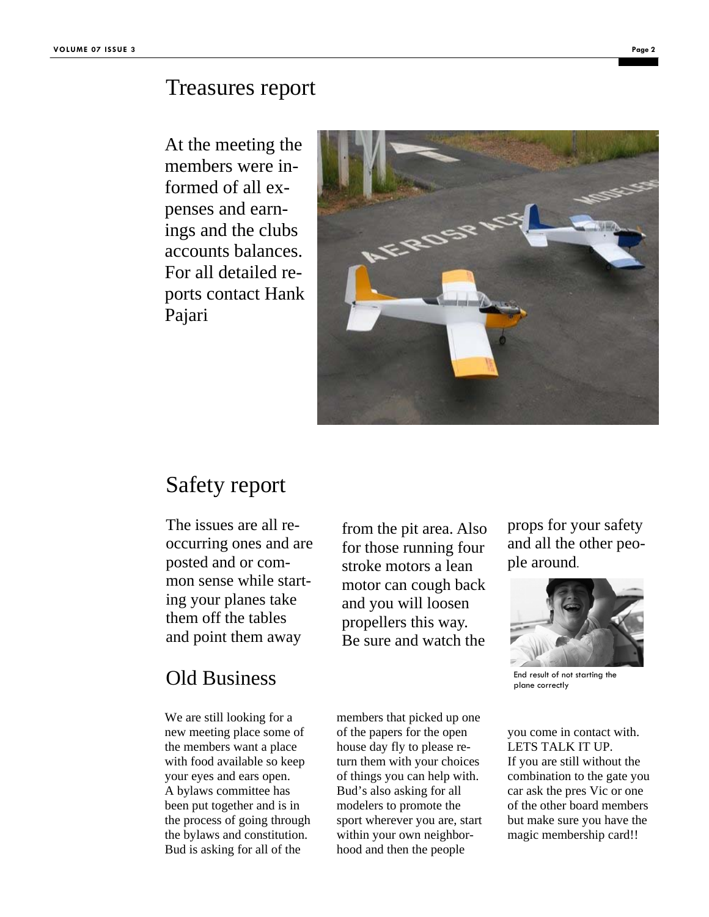## Treasures report

At the meeting the members were informed of all expenses and earnings and the clubs accounts balances. For all detailed reports contact Hank Pajari

## Safety report

The issues are all reoccurring ones and are posted and or common sense while starting your planes take them off the tables and point them away from the pit area. Also for those running four stroke motors a lean motor can cough back and you will loosen propellers this way. Be sure and watch the props for your safety and all the other people around.

End result of not starting the plane correctly

## Old Business

We are still looking for a new meeting place some of the members want a place with food available so keep your eyes and ears open.
A bylaws committee has been put together and is in the process of going through the bylaws and constitution.
Bud is asking for all of the members that picked up one of the papers for the open house day fly to please return them with your choices of things you can help with.
Bud's also asking for all modelers to promote the sport wherever you are, start within your own neighborhood and then the people you come in contact with.
LETS TALK IT UP.
If you are still without the combination to the gate you car ask the pres Vic or one of the other board members but make sure you have the magic membership card!!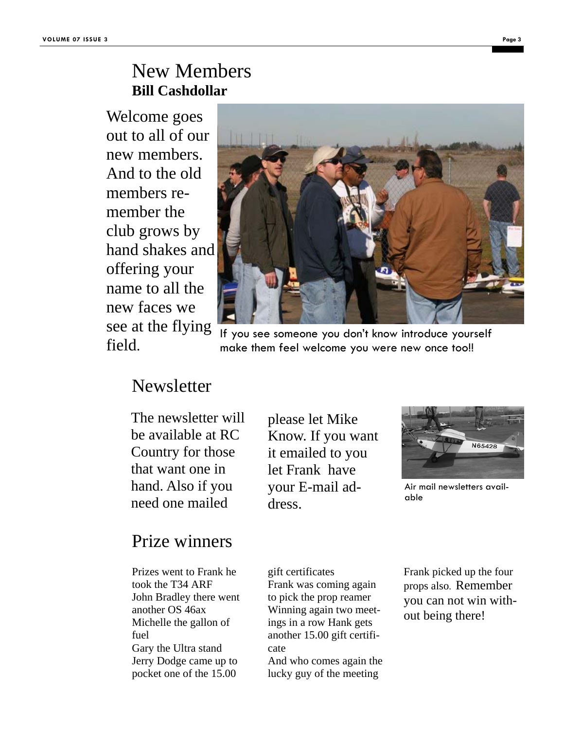# New Members

**Bill Cashdollar**

Welcome goes out to all of our new members. And to the old members remember the club grows by hand shakes and offering your name to all the new faces we see at the flying field.

If you see someone you don't know introduce yourself make them feel welcome you were new once too!!

# Newsletter

The newsletter will be available at RC Country for those that want one in hand. Also if you need one mailed please let Mike Know. If you want it emailed to you let Frank have your E-mail address.

Air mail newsletters available

# Prize winners

Prizes went to Frank he took the T34 ARF
John Bradley there went another OS 46ax
Michelle the gallon of fuel
Gary the Ultra stand
Jerry Dodge came up to pocket one of the 15.00 gift certificates
Frank was coming again to pick the prop reamer
Winning again two meetings in a row Hank gets another 15.00 gift certificate
And who comes again the lucky guy of the meeting Frank picked up the four props also. Remember you can not win without being there!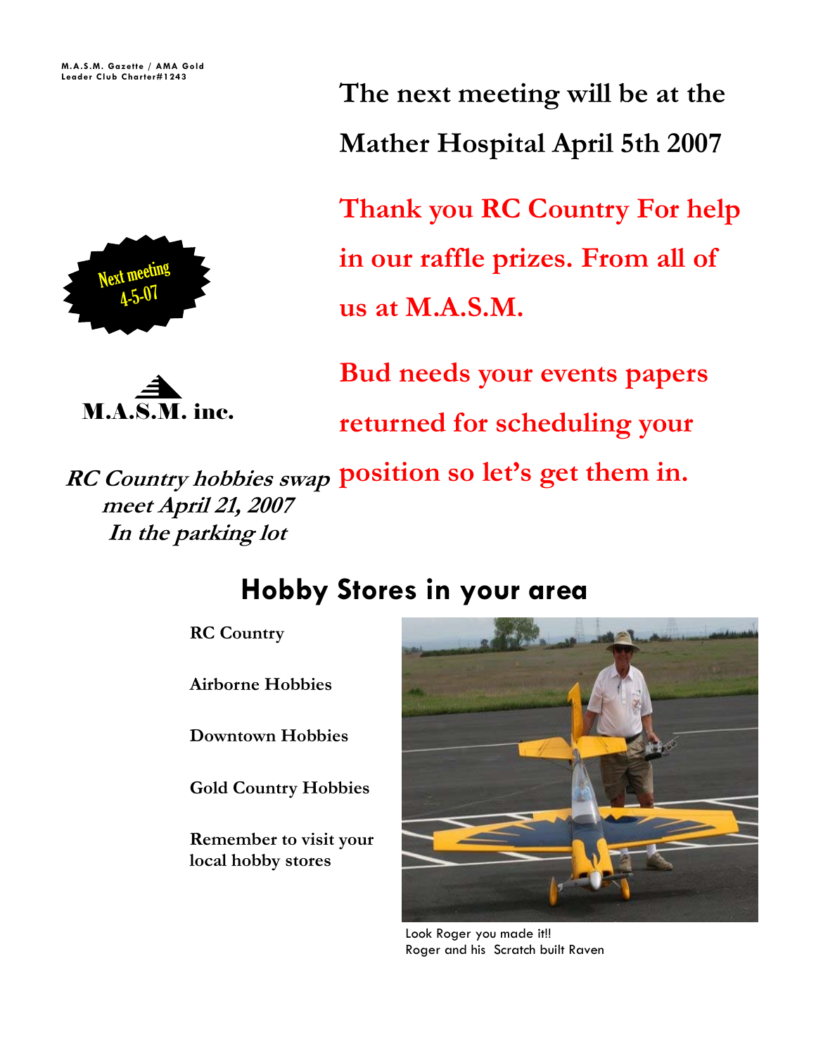M.A.S.M. Gazette / AMA Gold Leader Club Charter#1243

**The next meeting will be at the Mather Hospital April 5th 2007**

**Next meeting 4-5-07**

**Thank you RC Country For help in our raffle prizes. From all of us at M.A.S.M.**

**M.A.S.M. inc.**

**Bud needs your events papers returned for scheduling your position so let's get them in.**

***RC Country hobbies swap meet April 21, 2007***
***In the parking lot***

## Hobby Stores in your area

**RC Country**

**Airborne Hobbies**

**Downtown Hobbies**

**Gold Country Hobbies**

**Remember to visit your local hobby stores**

Look Roger you made it!!
Roger and his Scratch built Raven